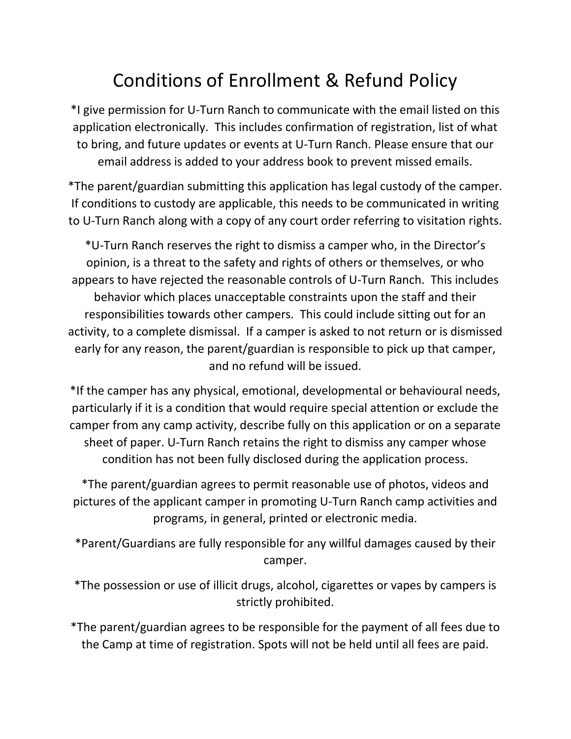# Conditions of Enrollment & Refund Policy

*I give permission for U-Turn Ranch to communicate with the email listed on this application electronically.  This includes confirmation of registration, list of what to bring, and future updates or events at U-Turn Ranch. Please ensure that our email address is added to your address book to prevent missed emails.

*The parent/guardian submitting this application has legal custody of the camper. If conditions to custody are applicable, this needs to be communicated in writing to U-Turn Ranch along with a copy of any court order referring to visitation rights.

*U-Turn Ranch reserves the right to dismiss a camper who, in the Director's opinion, is a threat to the safety and rights of others or themselves, or who appears to have rejected the reasonable controls of U-Turn Ranch.  This includes behavior which places unacceptable constraints upon the staff and their responsibilities towards other campers.  This could include sitting out for an activity, to a complete dismissal.  If a camper is asked to not return or is dismissed early for any reason, the parent/guardian is responsible to pick up that camper, and no refund will be issued.

*If the camper has any physical, emotional, developmental or behavioural needs, particularly if it is a condition that would require special attention or exclude the camper from any camp activity, describe fully on this application or on a separate sheet of paper. U-Turn Ranch retains the right to dismiss any camper whose condition has not been fully disclosed during the application process.

*The parent/guardian agrees to permit reasonable use of photos, videos and pictures of the applicant camper in promoting U-Turn Ranch camp activities and programs, in general, printed or electronic media.

*Parent/Guardians are fully responsible for any willful damages caused by their camper.

*The possession or use of illicit drugs, alcohol, cigarettes or vapes by campers is strictly prohibited.

*The parent/guardian agrees to be responsible for the payment of all fees due to the Camp at time of registration. Spots will not be held until all fees are paid.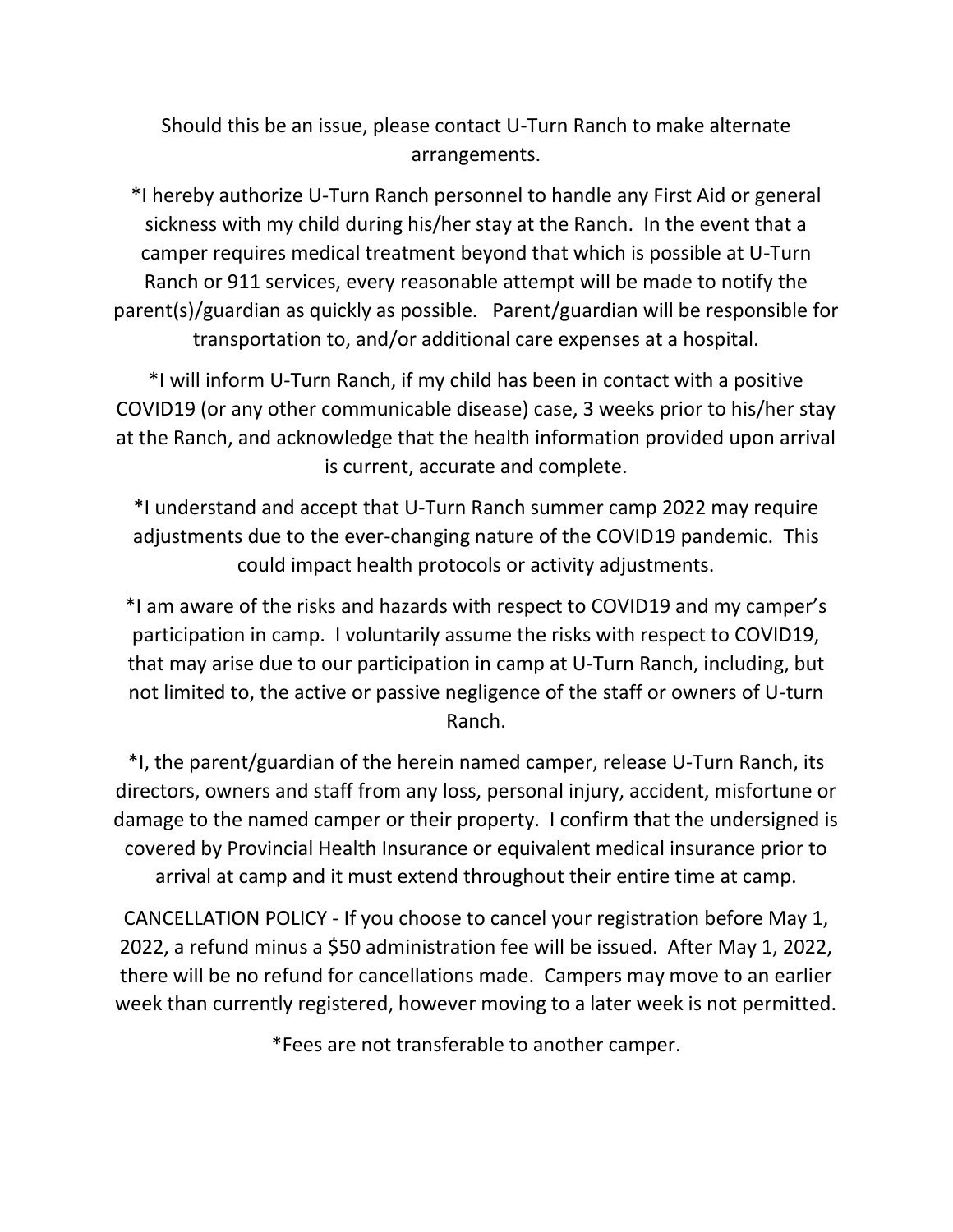Should this be an issue, please contact U-Turn Ranch to make alternate arrangements.

*I hereby authorize U-Turn Ranch personnel to handle any First Aid or general sickness with my child during his/her stay at the Ranch. In the event that a camper requires medical treatment beyond that which is possible at U-Turn Ranch or 911 services, every reasonable attempt will be made to notify the parent(s)/guardian as quickly as possible. Parent/guardian will be responsible for transportation to, and/or additional care expenses at a hospital.

*I will inform U-Turn Ranch, if my child has been in contact with a positive COVID19 (or any other communicable disease) case, 3 weeks prior to his/her stay at the Ranch, and acknowledge that the health information provided upon arrival is current, accurate and complete.

*I understand and accept that U-Turn Ranch summer camp 2022 may require adjustments due to the ever-changing nature of the COVID19 pandemic. This could impact health protocols or activity adjustments.

*I am aware of the risks and hazards with respect to COVID19 and my camper's participation in camp. I voluntarily assume the risks with respect to COVID19, that may arise due to our participation in camp at U-Turn Ranch, including, but not limited to, the active or passive negligence of the staff or owners of U-turn Ranch.

*I, the parent/guardian of the herein named camper, release U-Turn Ranch, its directors, owners and staff from any loss, personal injury, accident, misfortune or damage to the named camper or their property. I confirm that the undersigned is covered by Provincial Health Insurance or equivalent medical insurance prior to arrival at camp and it must extend throughout their entire time at camp.

CANCELLATION POLICY - If you choose to cancel your registration before May 1, 2022, a refund minus a $50 administration fee will be issued. After May 1, 2022, there will be no refund for cancellations made. Campers may move to an earlier week than currently registered, however moving to a later week is not permitted.

*Fees are not transferable to another camper.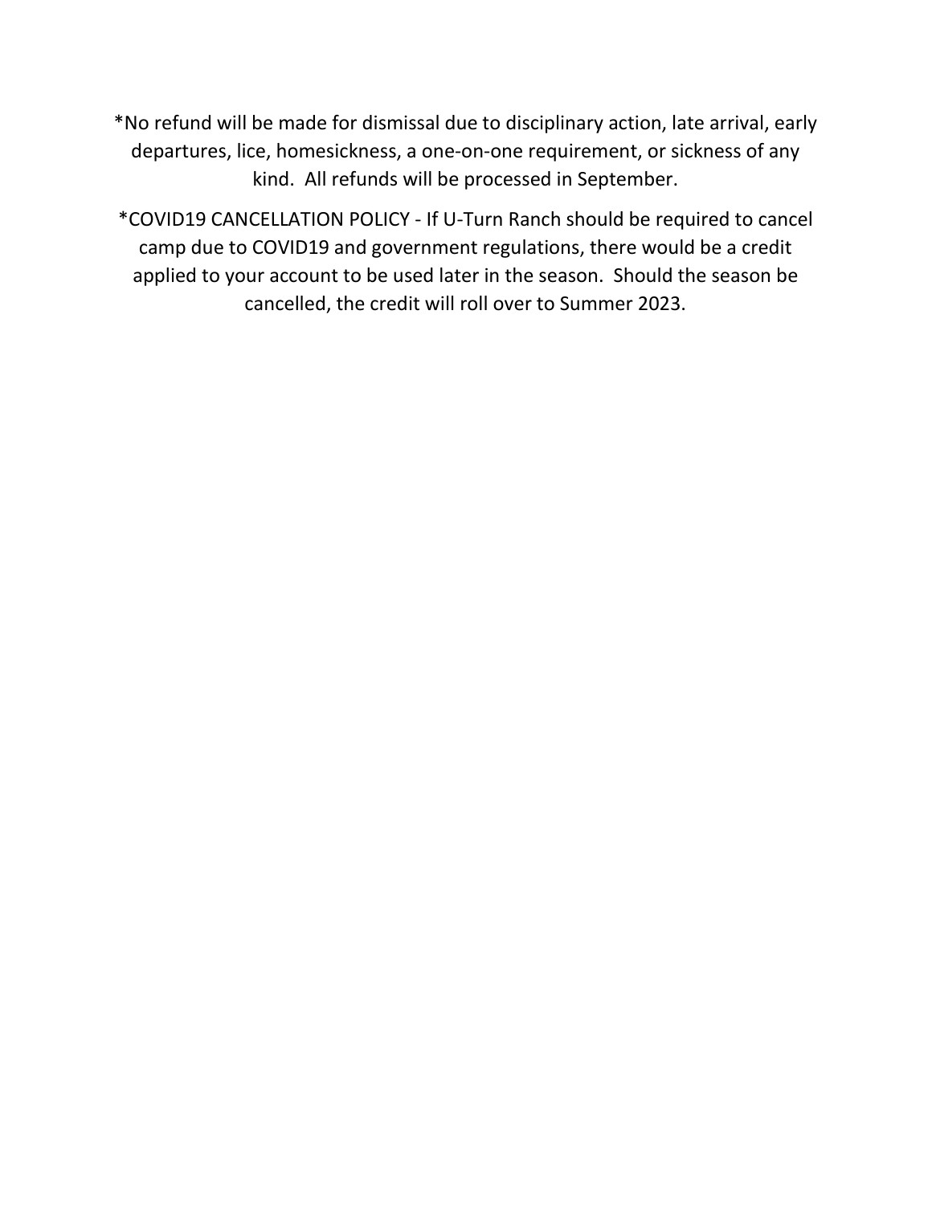*No refund will be made for dismissal due to disciplinary action, late arrival, early departures, lice, homesickness, a one-on-one requirement, or sickness of any kind. All refunds will be processed in September.

*COVID19 CANCELLATION POLICY - If U-Turn Ranch should be required to cancel camp due to COVID19 and government regulations, there would be a credit applied to your account to be used later in the season. Should the season be cancelled, the credit will roll over to Summer 2023.